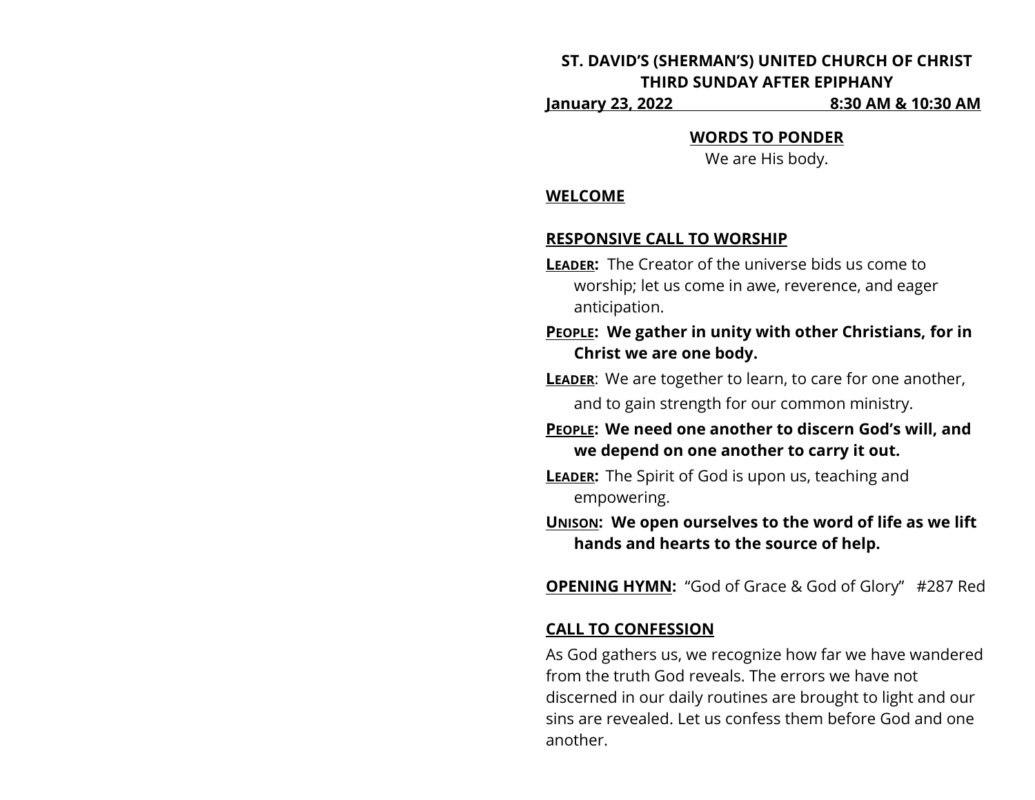**ST. DAVID'S (SHERMAN'S) UNITED CHURCH OF CHRIST**
**THIRD SUNDAY AFTER EPIPHANY**
**January 23, 2022 8:30 AM & 10:30 AM**

**WORDS TO PONDER**

We are His body.

**WELCOME**

**RESPONSIVE CALL TO WORSHIP**

**LEADER:** The Creator of the universe bids us come to worship; let us come in awe, reverence, and eager anticipation.

**PEOPLE: We gather in unity with other Christians, for in Christ we are one body.**

**LEADER**: We are together to learn, to care for one another, and to gain strength for our common ministry.

**PEOPLE: We need one another to discern God's will, and we depend on one another to carry it out.**

**LEADER:** The Spirit of God is upon us, teaching and empowering.

**UNISON: We open ourselves to the word of life as we lift hands and hearts to the source of help.**

**OPENING HYMN:** "God of Grace & God of Glory" #287 Red

**CALL TO CONFESSION**

As God gathers us, we recognize how far we have wandered from the truth God reveals. The errors we have not discerned in our daily routines are brought to light and our sins are revealed. Let us confess them before God and one another.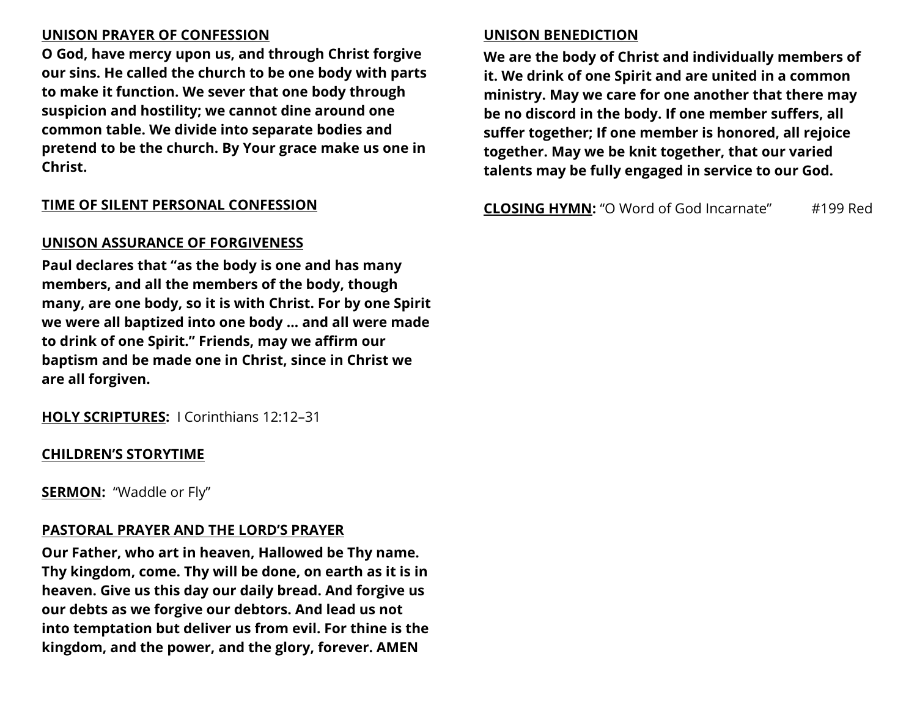**UNISON PRAYER OF CONFESSION**

**O God, have mercy upon us, and through Christ forgive our sins. He called the church to be one body with parts to make it function. We sever that one body through suspicion and hostility; we cannot dine around one common table. We divide into separate bodies and pretend to be the church. By Your grace make us one in Christ.**

**TIME OF SILENT PERSONAL CONFESSION**

**UNISON ASSURANCE OF FORGIVENESS**

**Paul declares that "as the body is one and has many members, and all the members of the body, though many, are one body, so it is with Christ. For by one Spirit we were all baptized into one body … and all were made to drink of one Spirit." Friends, may we affirm our baptism and be made one in Christ, since in Christ we are all forgiven.**

**HOLY SCRIPTURES:** I Corinthians 12:12–31

**CHILDREN'S STORYTIME**

**SERMON:** "Waddle or Fly"

**PASTORAL PRAYER AND THE LORD'S PRAYER**

**Our Father, who art in heaven, Hallowed be Thy name. Thy kingdom, come. Thy will be done, on earth as it is in heaven. Give us this day our daily bread. And forgive us our debts as we forgive our debtors. And lead us not into temptation but deliver us from evil. For thine is the kingdom, and the power, and the glory, forever. AMEN**

**UNISON BENEDICTION**

**We are the body of Christ and individually members of it. We drink of one Spirit and are united in a common ministry. May we care for one another that there may be no discord in the body. If one member suffers, all suffer together; If one member is honored, all rejoice together. May we be knit together, that our varied talents may be fully engaged in service to our God.**

**CLOSING HYMN:** "O Word of God Incarnate" #199 Red